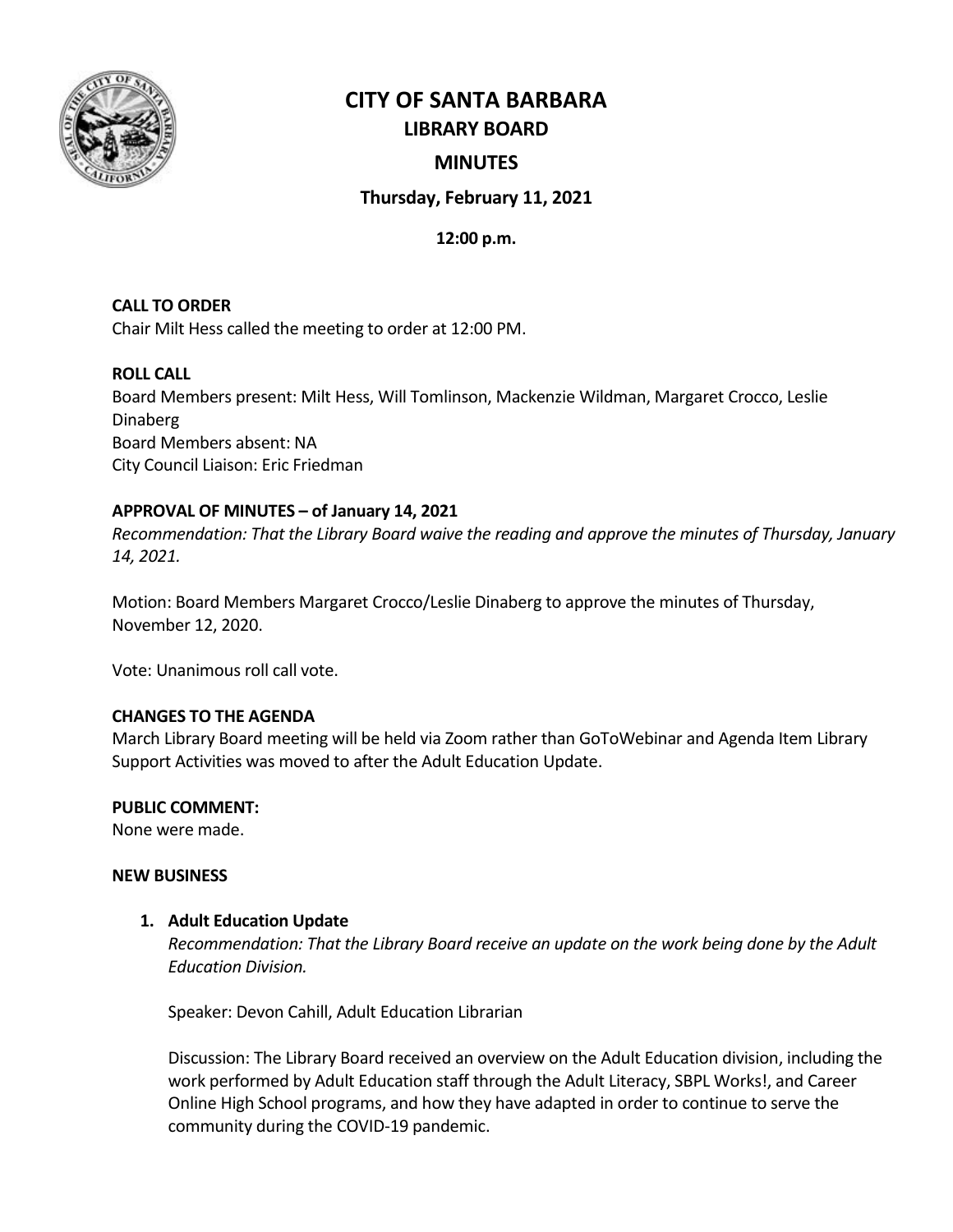# CITY OF SANTA BARBARA

## LIBRARY BOARD

## MINUTES

### Thursday, February 11, 2021

**12:00 p.m.**

**CALL TO ORDER**
Chair Milt Hess called the meeting to order at 12:00 PM.

**ROLL CALL**
Board Members present: Milt Hess, Will Tomlinson, Mackenzie Wildman, Margaret Crocco, Leslie Dinaberg
Board Members absent: NA
City Council Liaison: Eric Friedman

**APPROVAL OF MINUTES – of January 14, 2021**
*Recommendation: That the Library Board waive the reading and approve the minutes of Thursday, January 14, 2021.*

Motion: Board Members Margaret Crocco/Leslie Dinaberg to approve the minutes of Thursday, November 12, 2020.

Vote: Unanimous roll call vote.

**CHANGES TO THE AGENDA**
March Library Board meeting will be held via Zoom rather than GoToWebinar and Agenda Item Library Support Activities was moved to after the Adult Education Update.

**PUBLIC COMMENT:**
None were made.

**NEW BUSINESS**

1. **Adult Education Update**
   *Recommendation: That the Library Board receive an update on the work being done by the Adult Education Division.*

   Speaker: Devon Cahill, Adult Education Librarian

   Discussion: The Library Board received an overview on the Adult Education division, including the work performed by Adult Education staff through the Adult Literacy, SBPL Works!, and Career Online High School programs, and how they have adapted in order to continue to serve the community during the COVID-19 pandemic.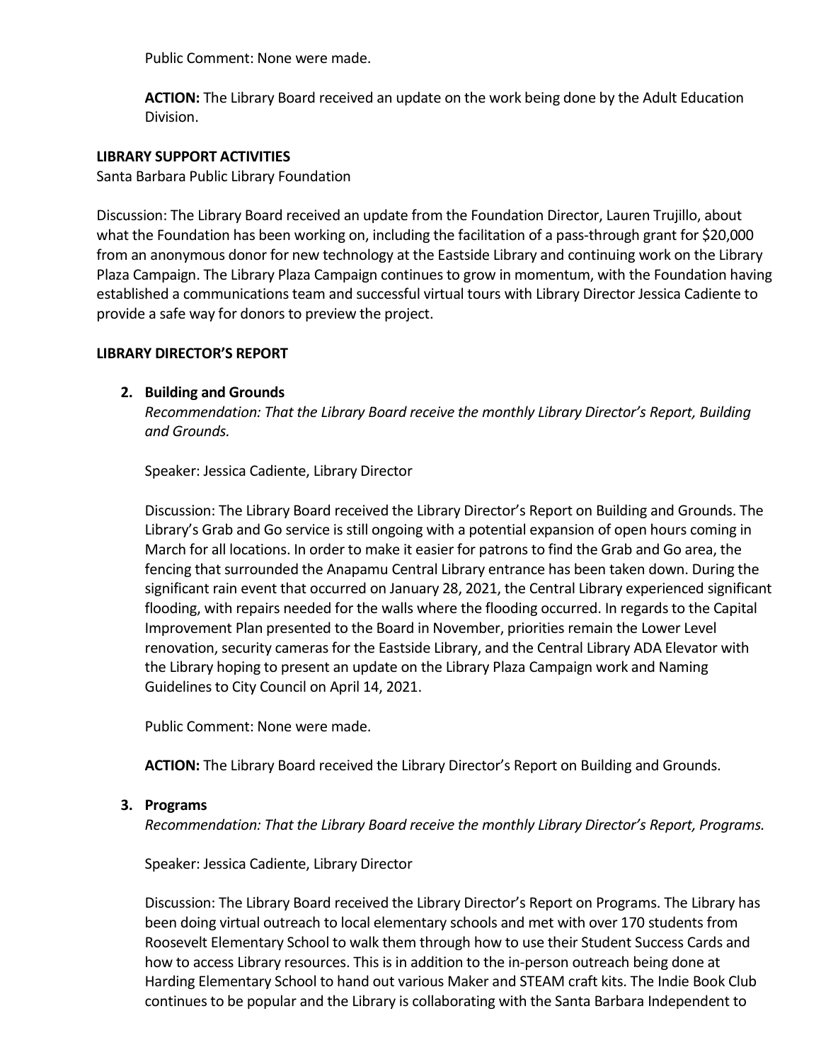Public Comment: None were made.

**ACTION:** The Library Board received an update on the work being done by the Adult Education Division.

**LIBRARY SUPPORT ACTIVITIES**

Santa Barbara Public Library Foundation

Discussion: The Library Board received an update from the Foundation Director, Lauren Trujillo, about what the Foundation has been working on, including the facilitation of a pass-through grant for $20,000 from an anonymous donor for new technology at the Eastside Library and continuing work on the Library Plaza Campaign. The Library Plaza Campaign continues to grow in momentum, with the Foundation having established a communications team and successful virtual tours with Library Director Jessica Cadiente to provide a safe way for donors to preview the project.

**LIBRARY DIRECTOR'S REPORT**

2. **Building and Grounds**

   *Recommendation: That the Library Board receive the monthly Library Director's Report, Building and Grounds.*

   Speaker: Jessica Cadiente, Library Director

   Discussion: The Library Board received the Library Director's Report on Building and Grounds. The Library's Grab and Go service is still ongoing with a potential expansion of open hours coming in March for all locations. In order to make it easier for patrons to find the Grab and Go area, the fencing that surrounded the Anapamu Central Library entrance has been taken down. During the significant rain event that occurred on January 28, 2021, the Central Library experienced significant flooding, with repairs needed for the walls where the flooding occurred. In regards to the Capital Improvement Plan presented to the Board in November, priorities remain the Lower Level renovation, security cameras for the Eastside Library, and the Central Library ADA Elevator with the Library hoping to present an update on the Library Plaza Campaign work and Naming Guidelines to City Council on April 14, 2021.

   Public Comment: None were made.

   **ACTION:** The Library Board received the Library Director's Report on Building and Grounds.

3. **Programs**

   *Recommendation: That the Library Board receive the monthly Library Director's Report, Programs.*

   Speaker: Jessica Cadiente, Library Director

   Discussion: The Library Board received the Library Director's Report on Programs. The Library has been doing virtual outreach to local elementary schools and met with over 170 students from Roosevelt Elementary School to walk them through how to use their Student Success Cards and how to access Library resources. This is in addition to the in-person outreach being done at Harding Elementary School to hand out various Maker and STEAM craft kits. The Indie Book Club continues to be popular and the Library is collaborating with the Santa Barbara Independent to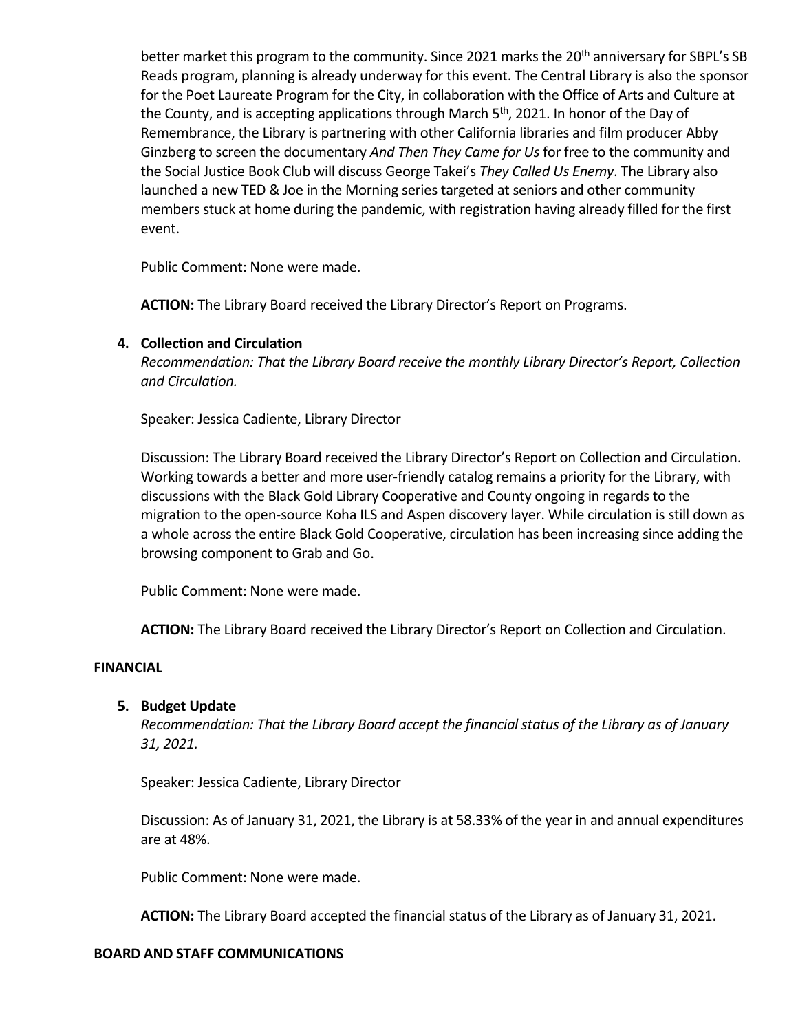better market this program to the community. Since 2021 marks the 20th anniversary for SBPL's SB Reads program, planning is already underway for this event. The Central Library is also the sponsor for the Poet Laureate Program for the City, in collaboration with the Office of Arts and Culture at the County, and is accepting applications through March 5th, 2021. In honor of the Day of Remembrance, the Library is partnering with other California libraries and film producer Abby Ginzberg to screen the documentary *And Then They Came for Us* for free to the community and the Social Justice Book Club will discuss George Takei's *They Called Us Enemy*. The Library also launched a new TED & Joe in the Morning series targeted at seniors and other community members stuck at home during the pandemic, with registration having already filled for the first event.

Public Comment: None were made.

**ACTION:** The Library Board received the Library Director's Report on Programs.

4. **Collection and Circulation**

   *Recommendation: That the Library Board receive the monthly Library Director's Report, Collection and Circulation.*

   Speaker: Jessica Cadiente, Library Director

   Discussion: The Library Board received the Library Director's Report on Collection and Circulation. Working towards a better and more user-friendly catalog remains a priority for the Library, with discussions with the Black Gold Library Cooperative and County ongoing in regards to the migration to the open-source Koha ILS and Aspen discovery layer. While circulation is still down as a whole across the entire Black Gold Cooperative, circulation has been increasing since adding the browsing component to Grab and Go.

   Public Comment: None were made.

   **ACTION:** The Library Board received the Library Director's Report on Collection and Circulation.

**FINANCIAL**

5. **Budget Update**

   *Recommendation: That the Library Board accept the financial status of the Library as of January 31, 2021.*

   Speaker: Jessica Cadiente, Library Director

   Discussion: As of January 31, 2021, the Library is at 58.33% of the year in and annual expenditures are at 48%.

   Public Comment: None were made.

   **ACTION:** The Library Board accepted the financial status of the Library as of January 31, 2021.

**BOARD AND STAFF COMMUNICATIONS**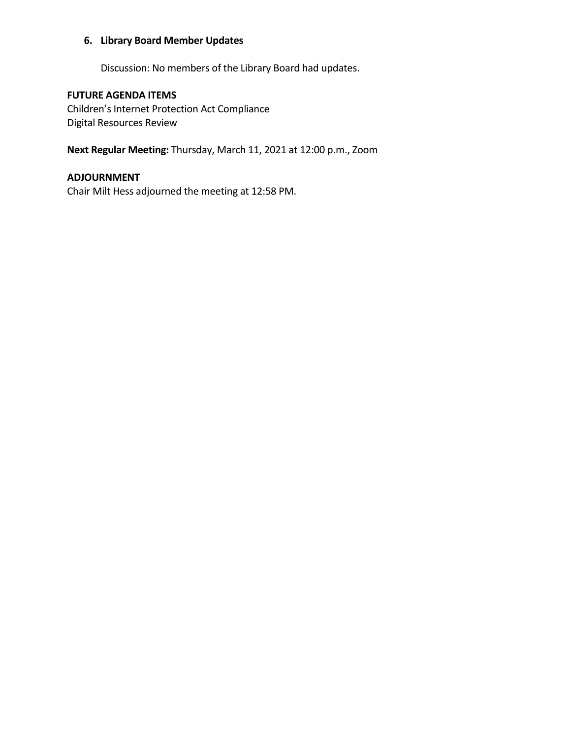### 6. Library Board Member Updates

Discussion: No members of the Library Board had updates.

**FUTURE AGENDA ITEMS**

Children's Internet Protection Act Compliance
Digital Resources Review

**Next Regular Meeting:** Thursday, March 11, 2021 at 12:00 p.m., Zoom

**ADJOURNMENT**

Chair Milt Hess adjourned the meeting at 12:58 PM.